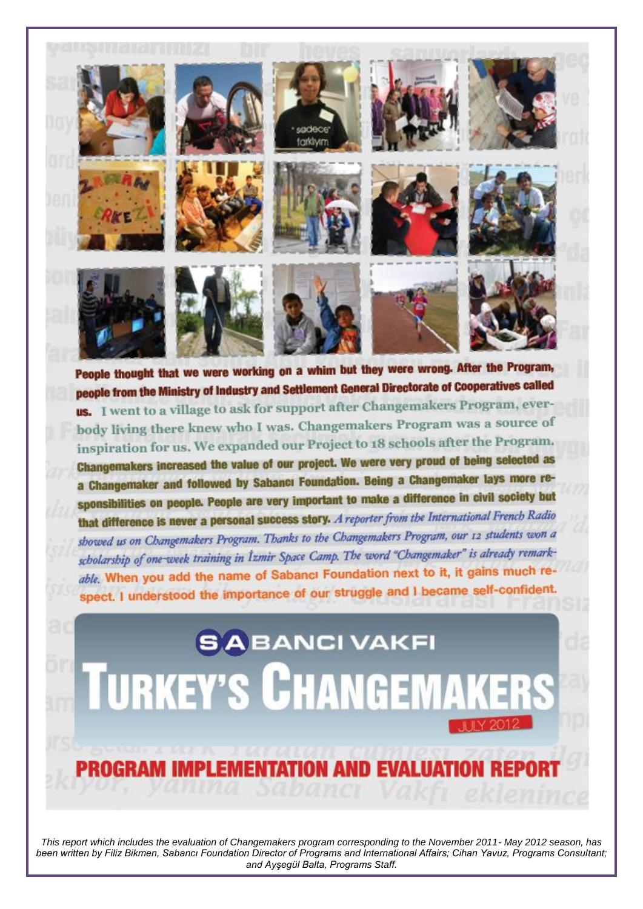People thought that we were working on a whim but they were wrong. After the Program, people from the Ministry of Industry and Settlement General Directorate of Cooperatives called us. I went to a village to ask for support after Changemakers Program, everybody living there knew who I was. Changemakers Program was a source of inspiration for us. We expanded our Project to 18 schools after the Program. Changemakers increased the value of our project. We were very proud of being selected as a Changemaker and followed by Sabancı Foundation. Being a Changemaker lays more responsibilities on people. People are very important to make a difference in civil society but that difference is never a personal success story. *A reporter from the International French Radio showed us on Changemakers Program. Thanks to the Changemakers Program, our 12 students won a scholarship of one-week training in İzmir Space Camp. The word "Changemaker" is already remarkable.* When you add the name of Sabancı Foundation next to it, it gains much respect. I understood the importance of our struggle and I became self-confident.

SABANCI VAKFI

# TURKEY'S CHANGEMAKERS

JULY 2012

## PROGRAM IMPLEMENTATION AND EVALUATION REPORT

*This report which includes the evaluation of Changemakers program corresponding to the November 2011- May 2012 season, has been written by Filiz Bikmen, Sabancı Foundation Director of Programs and International Affairs; Cihan Yavuz, Programs Consultant; and Ayşegül Balta, Programs Staff.*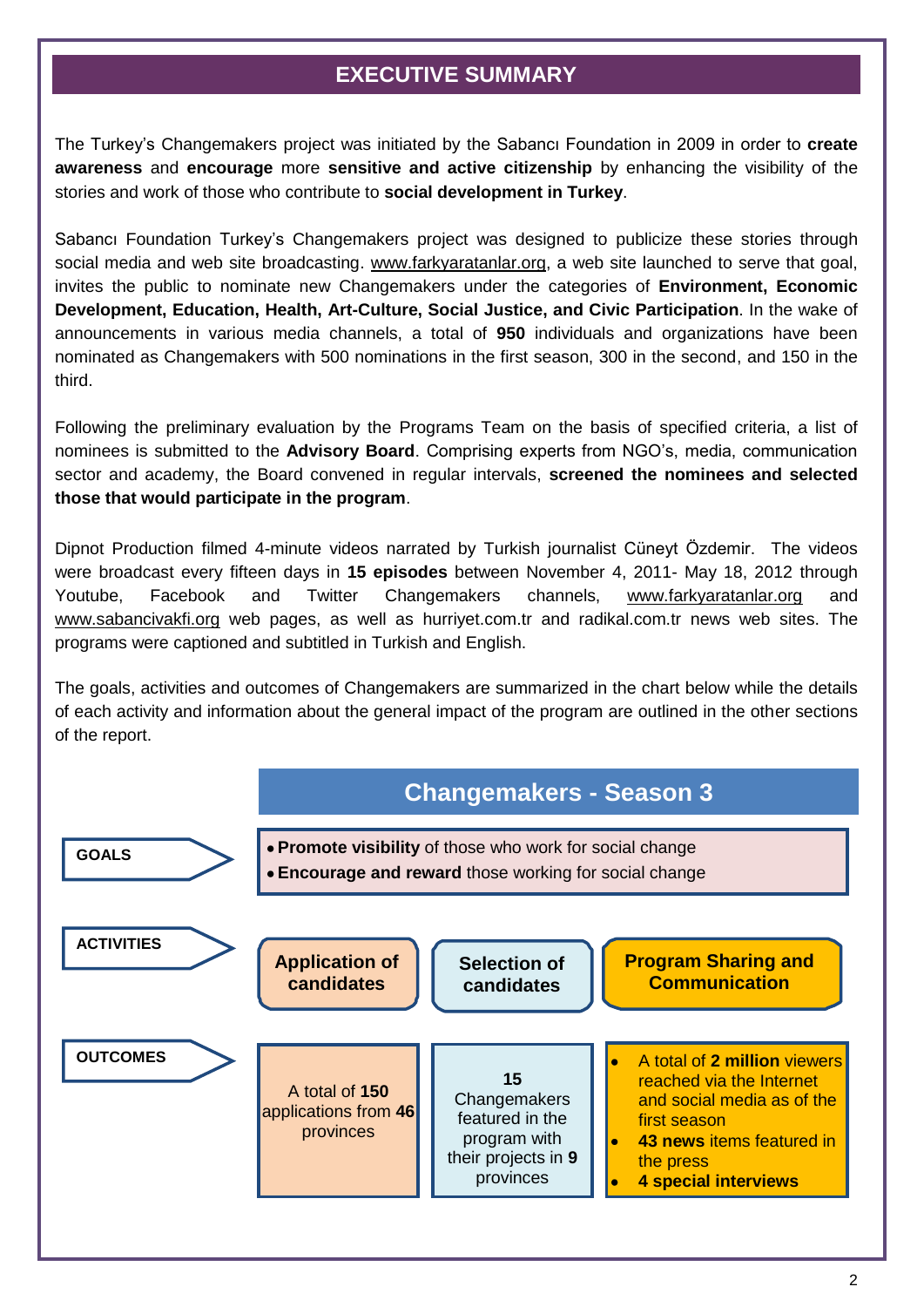# EXECUTIVE SUMMARY

The Turkey's Changemakers project was initiated by the Sabancı Foundation in 2009 in order to **create awareness** and **encourage** more **sensitive and active citizenship** by enhancing the visibility of the stories and work of those who contribute to **social development in Turkey**.

Sabancı Foundation Turkey's Changemakers project was designed to publicize these stories through social media and web site broadcasting. www.farkyaratanlar.org, a web site launched to serve that goal, invites the public to nominate new Changemakers under the categories of **Environment, Economic Development, Education, Health, Art-Culture, Social Justice, and Civic Participation**. In the wake of announcements in various media channels, a total of **950** individuals and organizations have been nominated as Changemakers with 500 nominations in the first season, 300 in the second, and 150 in the third.

Following the preliminary evaluation by the Programs Team on the basis of specified criteria, a list of nominees is submitted to the **Advisory Board**. Comprising experts from NGO's, media, communication sector and academy, the Board convened in regular intervals, **screened the nominees and selected those that would participate in the program**.

Dipnot Production filmed 4-minute videos narrated by Turkish journalist Cüneyt Özdemir. The videos were broadcast every fifteen days in **15 episodes** between November 4, 2011- May 18, 2012 through Youtube, Facebook and Twitter Changemakers channels, www.farkyaratanlar.org and www.sabancivakfi.org web pages, as well as hurriyet.com.tr and radikal.com.tr news web sites. The programs were captioned and subtitled in Turkish and English.

The goals, activities and outcomes of Changemakers are summarized in the chart below while the details of each activity and information about the general impact of the program are outlined in the other sections of the report.

## Changemakers - Season 3

**GOALS**

- **Promote visibility** of those who work for social change
- **Encourage and reward** those working for social change

| | Application of candidates | Selection of candidates | Program Sharing and Communication |
|---|---|---|---|
| **ACTIVITIES** | **Application of candidates** | **Selection of candidates** | **Program Sharing and Communication** |
| **OUTCOMES** | A total of **150** applications from **46** provinces | **15** Changemakers featured in the program with their projects in **9** provinces | • A total of **2 million** viewers reached via the Internet and social media as of the first season<br>• **43 news** items featured in the press<br>• **4 special interviews** |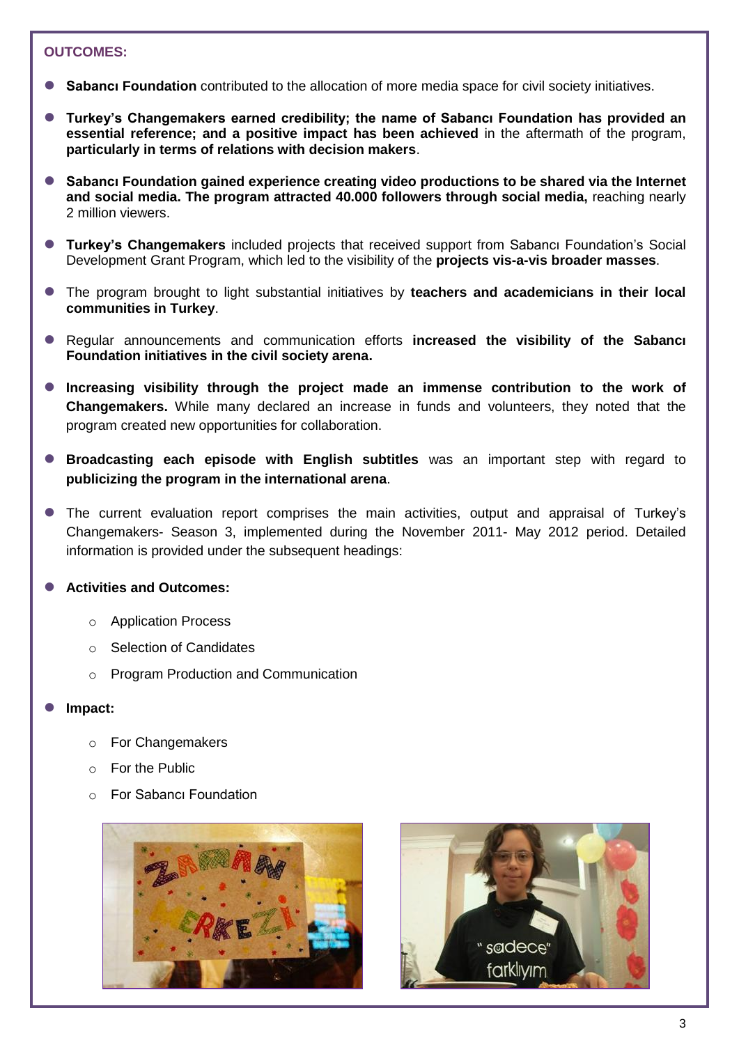**OUTCOMES:**

- **Sabancı Foundation** contributed to the allocation of more media space for civil society initiatives.
- **Turkey's Changemakers earned credibility; the name of Sabancı Foundation has provided an essential reference; and a positive impact has been achieved** in the aftermath of the program, **particularly in terms of relations with decision makers**.
- **Sabancı Foundation gained experience creating video productions to be shared via the Internet and social media. The program attracted 40.000 followers through social media,** reaching nearly 2 million viewers.
- **Turkey's Changemakers** included projects that received support from Sabancı Foundation's Social Development Grant Program, which led to the visibility of the **projects vis-a-vis broader masses**.
- The program brought to light substantial initiatives by **teachers and academicians in their local communities in Turkey**.
- Regular announcements and communication efforts **increased the visibility of the Sabancı Foundation initiatives in the civil society arena.**
- **Increasing visibility through the project made an immense contribution to the work of Changemakers.** While many declared an increase in funds and volunteers, they noted that the program created new opportunities for collaboration.
- **Broadcasting each episode with English subtitles** was an important step with regard to **publicizing the program in the international arena**.
- The current evaluation report comprises the main activities, output and appraisal of Turkey's Changemakers- Season 3, implemented during the November 2011- May 2012 period. Detailed information is provided under the subsequent headings:
- **Activities and Outcomes:**
  - Application Process
  - Selection of Candidates
  - Program Production and Communication
- **Impact:**
  - For Changemakers
  - For the Public
  - For Sabancı Foundation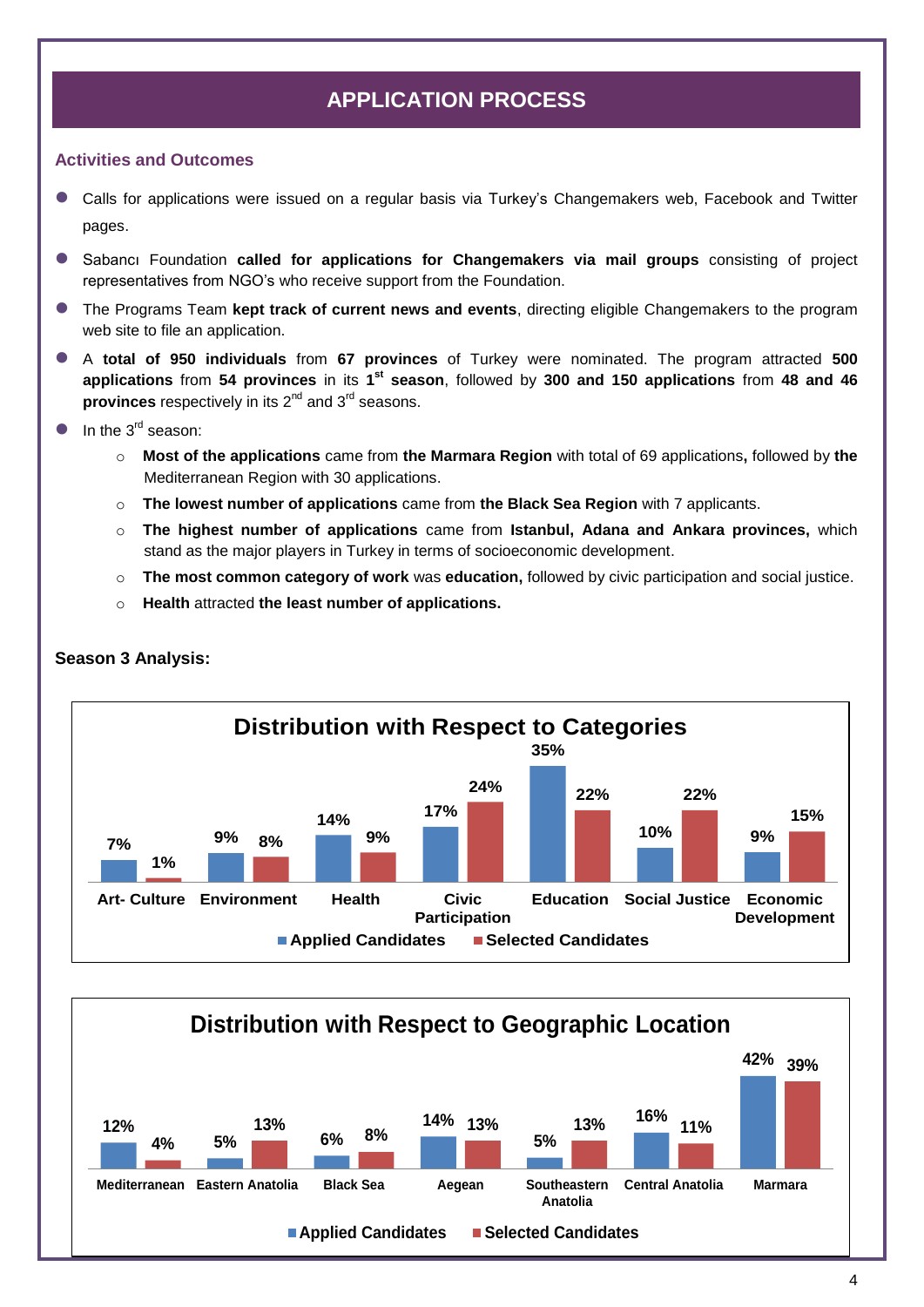## APPLICATION PROCESS

### Activities and Outcomes

- Calls for applications were issued on a regular basis via Turkey's Changemakers web, Facebook and Twitter pages.
- Sabancı Foundation **called for applications for Changemakers via mail groups** consisting of project representatives from NGO's who receive support from the Foundation.
- The Programs Team **kept track of current news and events**, directing eligible Changemakers to the program web site to file an application.
- A **total of 950 individuals** from **67 provinces** of Turkey were nominated. The program attracted **500 applications** from **54 provinces** in its **1st season**, followed by **300 and 150 applications** from **48 and 46 provinces** respectively in its 2nd and 3rd seasons.
- In the 3rd season:
  - **Most of the applications** came from **the Marmara Region** with total of 69 applications**,** followed by **the** Mediterranean Region with 30 applications.
  - **The lowest number of applications** came from **the Black Sea Region** with 7 applicants.
  - **The highest number of applications** came from **Istanbul, Adana and Ankara provinces,** which stand as the major players in Turkey in terms of socioeconomic development.
  - **The most common category of work** was **education,** followed by civic participation and social justice.
  - **Health** attracted **the least number of applications.**

**Season 3 Analysis:**

**Distribution with Respect to Categories**

| Category | Applied Candidates | Selected Candidates |
|---|---|---|
| Art- Culture | 7% | 1% |
| Environment | 9% | 8% |
| Health | 14% | 9% |
| Civic Participation | 17% | 24% |
| Education | 35% | 22% |
| Social Justice | 10% | 22% |
| Economic Development | 9% | 15% |

**Distribution with Respect to Geographic Location**

| Region | Applied Candidates | Selected Candidates |
|---|---|---|
| Mediterranean | 12% | 4% |
| Eastern Anatolia | 5% | 13% |
| Black Sea | 6% | 8% |
| Aegean | 14% | 13% |
| Southeastern Anatolia | 5% | 13% |
| Central Anatolia | 16% | 11% |
| Marmara | 42% | 39% |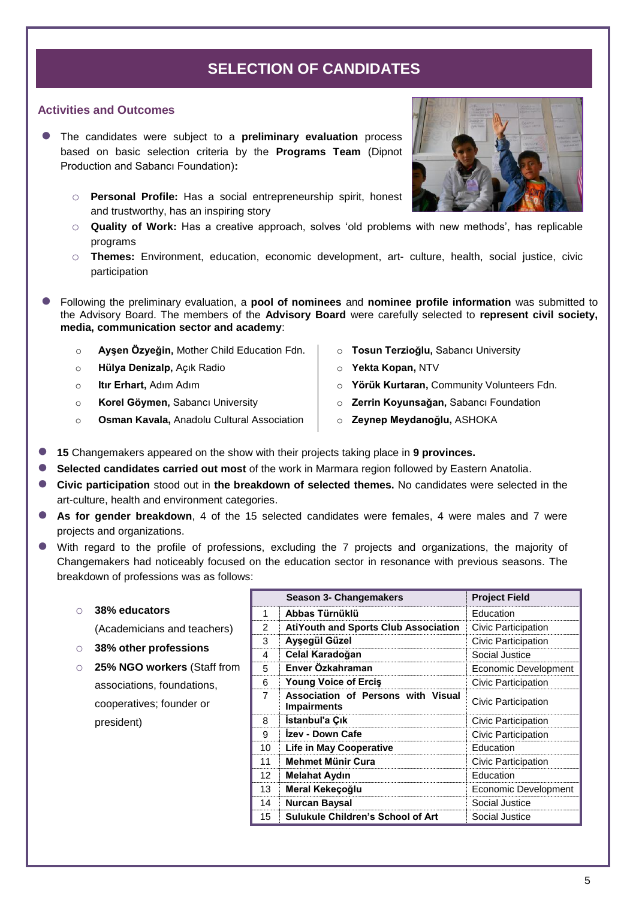# SELECTION OF CANDIDATES

## Activities and Outcomes

- The candidates were subject to a **preliminary evaluation** process based on basic selection criteria by the **Programs Team** (Dipnot Production and Sabancı Foundation)**:**
  - **Personal Profile:** Has a social entrepreneurship spirit, honest and trustworthy, has an inspiring story
  - **Quality of Work:** Has a creative approach, solves 'old problems with new methods', has replicable programs
  - **Themes:** Environment, education, economic development, art- culture, health, social justice, civic participation

- Following the preliminary evaluation, a **pool of nominees** and **nominee profile information** was submitted to the Advisory Board. The members of the **Advisory Board** were carefully selected to **represent civil society, media, communication sector and academy**:
  - **Ayşen Özyeğin,** Mother Child Education Fdn.
  - **Hülya Denizalp,** Açık Radio
  - **Itır Erhart,** Adım Adım
  - **Korel Göymen,** Sabancı University
  - **Osman Kavala,** Anadolu Cultural Association
  - **Tosun Terzioğlu,** Sabancı University
  - **Yekta Kopan,** NTV
  - **Yörük Kurtaran,** Community Volunteers Fdn.
  - **Zerrin Koyunsağan,** Sabancı Foundation
  - **Zeynep Meydanoğlu,** ASHOKA

- **15** Changemakers appeared on the show with their projects taking place in **9 provinces.**
- **Selected candidates carried out most** of the work in Marmara region followed by Eastern Anatolia.
- **Civic participation** stood out in **the breakdown of selected themes.** No candidates were selected in the art-culture, health and environment categories.
- **As for gender breakdown**, 4 of the 15 selected candidates were females, 4 were males and 7 were projects and organizations.
- With regard to the profile of professions, excluding the 7 projects and organizations, the majority of Changemakers had noticeably focused on the education sector in resonance with previous seasons. The breakdown of professions was as follows:
  - **38% educators** (Academicians and teachers)
  - **38% other professions**
  - **25% NGO workers** (Staff from associations, foundations, cooperatives; founder or president)

| | Season 3- Changemakers | Project Field |
|---|---|---|
| 1 | **Abbas Türnüklü** | Education |
| 2 | **AtiYouth and Sports Club Association** | Civic Participation |
| 3 | **Ayşegül Güzel** | Civic Participation |
| 4 | **Celal Karadoğan** | Social Justice |
| 5 | **Enver Özkahraman** | Economic Development |
| 6 | **Young Voice of Erciş** | Civic Participation |
| 7 | **Association of Persons with Visual Impairments** | Civic Participation |
| 8 | **İstanbul'a Çık** | Civic Participation |
| 9 | **İzev - Down Cafe** | Civic Participation |
| 10 | **Life in May Cooperative** | Education |
| 11 | **Mehmet Münir Cura** | Civic Participation |
| 12 | **Melahat Aydın** | Education |
| 13 | **Meral Kekeçoğlu** | Economic Development |
| 14 | **Nurcan Baysal** | Social Justice |
| 15 | **Sulukule Children's School of Art** | Social Justice |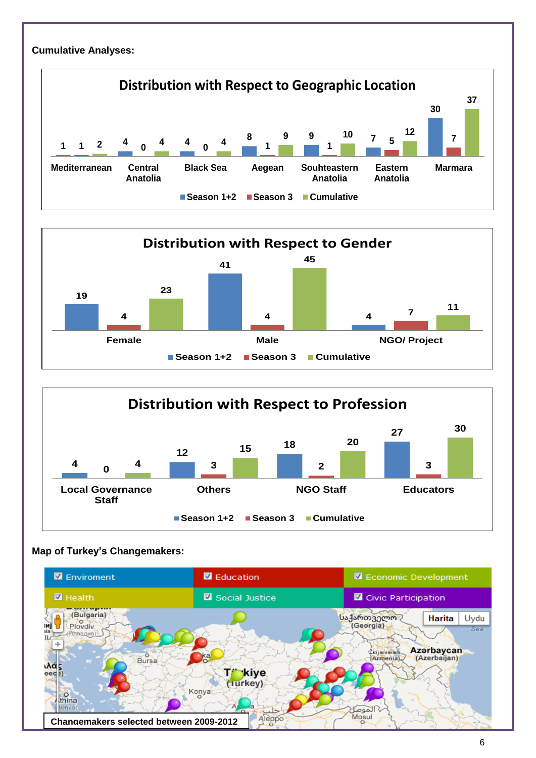**Cumulative Analyses:**

**Distribution with Respect to Geographic Location**

| | Season 1+2 | Season 3 | Cumulative |
|---|---|---|---|
| Mediterranean | 1 | 1 | 2 |
| Central Anatolia | 4 | 0 | 4 |
| Black Sea | 4 | 0 | 4 |
| Aegean | 8 | 1 | 9 |
| Souhteastern Anatolia | 9 | 1 | 10 |
| Eastern Anatolia | 7 | 5 | 12 |
| Marmara | 30 | 7 | 37 |

**Distribution with Respect to Gender**

| | Season 1+2 | Season 3 | Cumulative |
|---|---|---|---|
| Female | 19 | 4 | 23 |
| Male | 41 | 4 | 45 |
| NGO/ Project | 4 | 7 | 11 |

**Distribution with Respect to Profession**

| | Season 1+2 | Season 3 | Cumulative |
|---|---|---|---|
| Local Governance Staff | 4 | 0 | 4 |
| Others | 12 | 3 | 15 |
| NGO Staff | 18 | 2 | 20 |
| Educators | 27 | 3 | 30 |

**Map of Turkey's Changemakers:**

☑ Enviroment ☑ Education ☑ Economic Development ☑ Health ☑ Social Justice ☑ Civic Participation

Changemakers selected between 2009-2012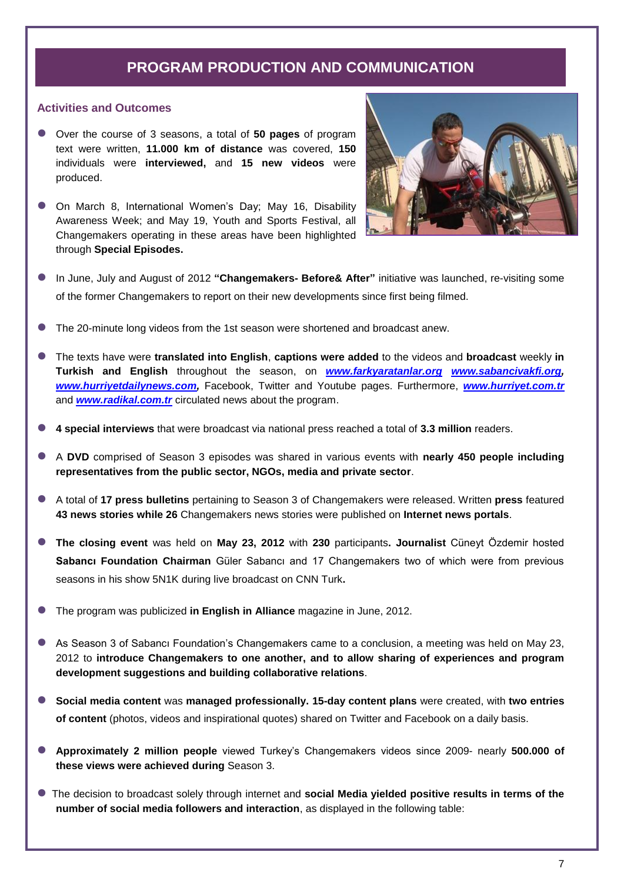## PROGRAM PRODUCTION AND COMMUNICATION

### Activities and Outcomes

- Over the course of 3 seasons, a total of **50 pages** of program text were written, **11.000 km of distance** was covered, **150** individuals were **interviewed,** and **15 new videos** were produced.
- On March 8, International Women's Day; May 16, Disability Awareness Week; and May 19, Youth and Sports Festival, all Changemakers operating in these areas have been highlighted through **Special Episodes.**
- In June, July and August of 2012 **"Changemakers- Before& After"** initiative was launched, re-visiting some of the former Changemakers to report on their new developments since first being filmed.
- The 20-minute long videos from the 1st season were shortened and broadcast anew.
- The texts have were **translated into English**, **captions were added** to the videos and **broadcast** weekly **in Turkish and English** throughout the season, on ***www.farkyaratanlar.org*** ***www.sabancivakfi.org,*** ***www.hurriyetdailynews.com,*** Facebook, Twitter and Youtube pages. Furthermore, ***www.hurriyet.com.tr*** and ***www.radikal.com.tr*** circulated news about the program.
- **4 special interviews** that were broadcast via national press reached a total of **3.3 million** readers.
- A **DVD** comprised of Season 3 episodes was shared in various events with **nearly 450 people including representatives from the public sector, NGOs, media and private sector**.
- A total of **17 press bulletins** pertaining to Season 3 of Changemakers were released. Written **press** featured **43 news stories while 26** Changemakers news stories were published on **Internet news portals**.
- **The closing event** was held on **May 23, 2012** with **230** participants**. Journalist** Cüneyt Özdemir hosted **Sabancı Foundation Chairman** Güler Sabancı and 17 Changemakers two of which were from previous seasons in his show 5N1K during live broadcast on CNN Turk**.**
- The program was publicized **in English in Alliance** magazine in June, 2012.
- As Season 3 of Sabancı Foundation's Changemakers came to a conclusion, a meeting was held on May 23, 2012 to **introduce Changemakers to one another, and to allow sharing of experiences and program development suggestions and building collaborative relations**.
- **Social media content** was **managed professionally. 15-day content plans** were created, with **two entries of content** (photos, videos and inspirational quotes) shared on Twitter and Facebook on a daily basis.
- **Approximately 2 million people** viewed Turkey's Changemakers videos since 2009- nearly **500.000 of these views were achieved during** Season 3.
- The decision to broadcast solely through internet and **social Media yielded positive results in terms of the number of social media followers and interaction**, as displayed in the following table: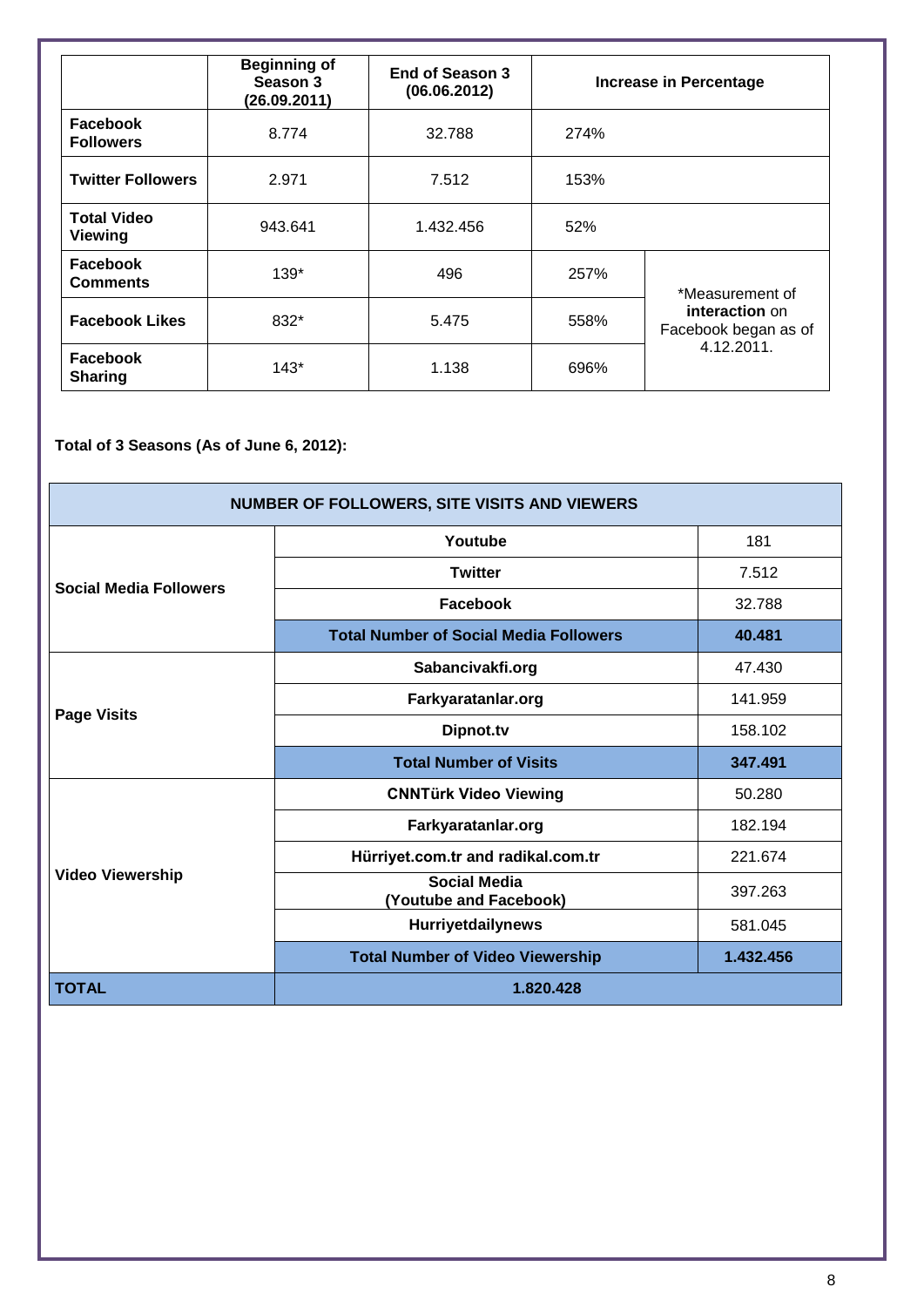| | Beginning of Season 3 (26.09.2011) | End of Season 3 (06.06.2012) | Increase in Percentage | |
|---|---|---|---|---|
| **Facebook Followers** | 8.774 | 32.788 | 274% | |
| **Twitter Followers** | 2.971 | 7.512 | 153% | |
| **Total Video Viewing** | 943.641 | 1.432.456 | 52% | |
| **Facebook Comments** | 139* | 496 | 257% | *Measurement of **interaction** on Facebook began as of 4.12.2011. |
| **Facebook Likes** | 832* | 5.475 | 558% | |
| **Facebook Sharing** | 143* | 1.138 | 696% | |

**Total of 3 Seasons (As of June 6, 2012):**

| NUMBER OF FOLLOWERS, SITE VISITS AND VIEWERS | | |
|---|---|---|
| **Social Media Followers** | **Youtube** | 181 |
| | **Twitter** | 7.512 |
| | **Facebook** | 32.788 |
| | **Total Number of Social Media Followers** | **40.481** |
| **Page Visits** | **Sabancivakfi.org** | 47.430 |
| | **Farkyaratanlar.org** | 141.959 |
| | **Dipnot.tv** | 158.102 |
| | **Total Number of Visits** | **347.491** |
| **Video Viewership** | **CNNTürk Video Viewing** | 50.280 |
| | **Farkyaratanlar.org** | 182.194 |
| | **Hürriyet.com.tr and radikal.com.tr** | 221.674 |
| | **Social Media (Youtube and Facebook)** | 397.263 |
| | **Hurriyetdailynews** | 581.045 |
| | **Total Number of Video Viewership** | **1.432.456** |
| **TOTAL** | **1.820.428** | |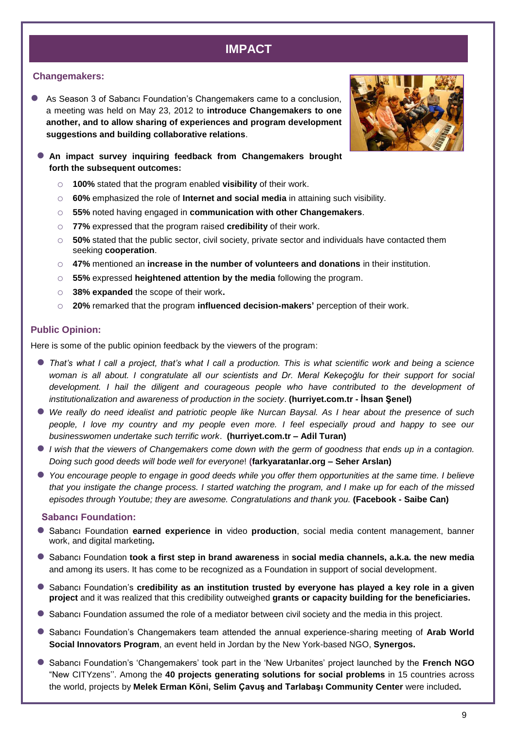# IMPACT

## Changemakers:

- As Season 3 of Sabancı Foundation's Changemakers came to a conclusion, a meeting was held on May 23, 2012 to **introduce Changemakers to one another, and to allow sharing of experiences and program development suggestions and building collaborative relations**.

- **An impact survey inquiring feedback from Changemakers brought forth the subsequent outcomes:**
  - **100%** stated that the program enabled **visibility** of their work.
  - **60%** emphasized the role of **Internet and social media** in attaining such visibility.
  - **55%** noted having engaged in **communication with other Changemakers**.
  - **77%** expressed that the program raised **credibility** of their work.
  - **50%** stated that the public sector, civil society, private sector and individuals have contacted them seeking **cooperation**.
  - **47%** mentioned an **increase in the number of volunteers and donations** in their institution.
  - **55%** expressed **heightened attention by the media** following the program.
  - **38% expanded** the scope of their work**.**
  - **20%** remarked that the program **influenced decision-makers'** perception of their work.

## Public Opinion:

Here is some of the public opinion feedback by the viewers of the program:

- *That's what I call a project, that's what I call a production. This is what scientific work and being a science woman is all about. I congratulate all our scientists and Dr. Meral Kekeçoğlu for their support for social development. I hail the diligent and courageous people who have contributed to the development of institutionalization and awareness of production in the society*. **(hurriyet.com.tr - İhsan Şenel)**
- *We really do need idealist and patriotic people like Nurcan Baysal. As I hear about the presence of such people, I love my country and my people even more. I feel especially proud and happy to see our businesswomen undertake such terrific work*. **(hurriyet.com.tr – Adil Turan)**
- *I wish that the viewers of Changemakers come down with the germ of goodness that ends up in a contagion. Doing such good deeds will bode well for everyone*! **(farkyaratanlar.org – Seher Arslan)**
- *You encourage people to engage in good deeds while you offer them opportunities at the same time. I believe that you instigate the change process. I started watching the program, and I make up for each of the missed episodes through Youtube; they are awesome. Congratulations and thank you.* **(Facebook - Saibe Can)**

## Sabancı Foundation:

- Sabancı Foundation **earned experience in** video **production**, social media content management, banner work, and digital marketing**.**
- Sabancı Foundation **took a first step in brand awareness** in **social media channels, a.k.a. the new media** and among its users. It has come to be recognized as a Foundation in support of social development.
- Sabancı Foundation's **credibility as an institution trusted by everyone has played a key role in a given project** and it was realized that this credibility outweighed **grants or capacity building for the beneficiaries.**
- Sabancı Foundation assumed the role of a mediator between civil society and the media in this project.
- Sabancı Foundation's Changemakers team attended the annual experience-sharing meeting of **Arab World Social Innovators Program**, an event held in Jordan by the New York-based NGO, **Synergos.**
- Sabancı Foundation's 'Changemakers' took part in the 'New Urbanites' project launched by the **French NGO** "New CITYzens''. Among the **40 projects generating solutions for social problems** in 15 countries across the world, projects by **Melek Erman Köni, Selim Çavuş and Tarlabaşı Community Center** were included**.**